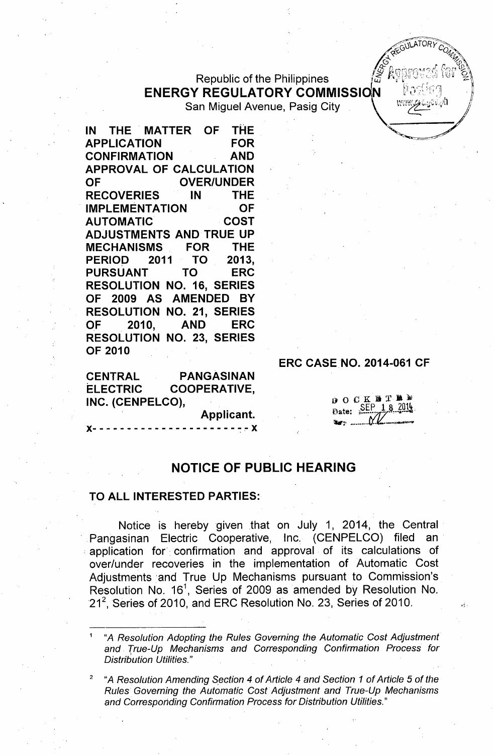Republic of the Philippines
**ENERGY REGULATORY COMMISSION**
San Miguel Avenue, Pasig City

**IN THE MATTER OF THE APPLICATION FOR CONFIRMATION AND APPROVAL OF CALCULATION OF OVER/UNDER RECOVERIES IN THE IMPLEMENTATION OF AUTOMATIC COST ADJUSTMENTS AND TRUE UP MECHANISMS FOR THE PERIOD 2011 TO 2013, PURSUANT TO ERC RESOLUTION NO. 16, SERIES OF 2009 AS AMENDED BY RESOLUTION NO. 21, SERIES OF 2010, AND ERC RESOLUTION NO. 23, SERIES OF 2010**

**ERC CASE NO. 2014-061 CF**

**CENTRAL PANGASINAN ELECTRIC COOPERATIVE, INC. (CENPELCO),**
**Applicant.**
**x- - - - - - - - - - - - - - - - - - - - - - - x**

DOCKETED
Date: SEP 18 2014

## NOTICE OF PUBLIC HEARING

**TO ALL INTERESTED PARTIES:**

Notice is hereby given that on July 1, 2014, the Central Pangasinan Electric Cooperative, Inc. (CENPELCO) filed an application for confirmation and approval of its calculations of over/under recoveries in the implementation of Automatic Cost Adjustments and True Up Mechanisms pursuant to Commission's Resolution No. 16[1], Series of 2009 as amended by Resolution No. 21[2], Series of 2010, and ERC Resolution No. 23, Series of 2010.

---

[1] *"A Resolution Adopting the Rules Governing the Automatic Cost Adjustment and True-Up Mechanisms and Corresponding Confirmation Process for Distribution Utilities."*

[2] *"A Resolution Amending Section 4 of Article 4 and Section 1 of Article 5 of the Rules Governing the Automatic Cost Adjustment and True-Up Mechanisms and Corresponding Confirmation Process for Distribution Utilities."*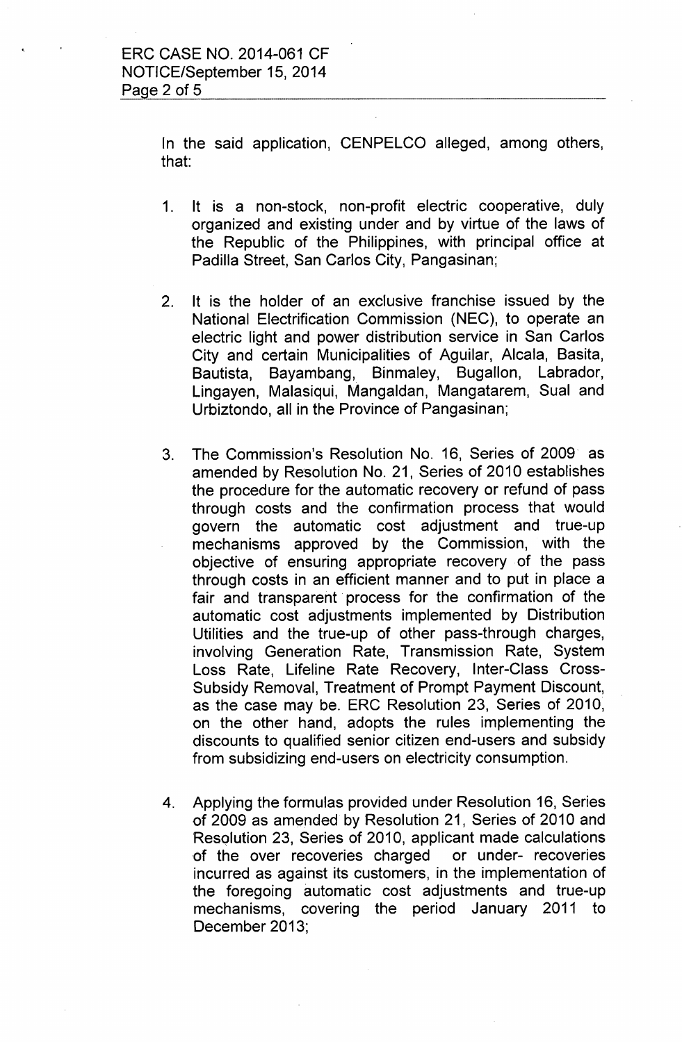In the said application, CENPELCO alleged, among others, that:

1. It is a non-stock, non-profit electric cooperative, duly organized and existing under and by virtue of the laws of the Republic of the Philippines, with principal office at Padilla Street, San Carlos City, Pangasinan;

2. It is the holder of an exclusive franchise issued by the National Electrification Commission (NEC), to operate an electric light and power distribution service in San Carlos City and certain Municipalities of Aguilar, Alcala, Basita, Bautista, Bayambang, Binmaley, Bugallon, Labrador, Lingayen, Malasiqui, Mangaldan, Mangatarem, Sual and Urbiztondo, all in the Province of Pangasinan;

3. The Commission's Resolution No. 16, Series of 2009 as amended by Resolution No. 21, Series of 2010 establishes the procedure for the automatic recovery or refund of pass through costs and the confirmation process that would govern the automatic cost adjustment and true-up mechanisms approved by the Commission, with the objective of ensuring appropriate recovery of the pass through costs in an efficient manner and to put in place a fair and transparent process for the confirmation of the automatic cost adjustments implemented by Distribution Utilities and the true-up of other pass-through charges, involving Generation Rate, Transmission Rate, System Loss Rate, Lifeline Rate Recovery, Inter-Class Cross-Subsidy Removal, Treatment of Prompt Payment Discount, as the case may be. ERC Resolution 23, Series of 2010, on the other hand, adopts the rules implementing the discounts to qualified senior citizen end-users and subsidy from subsidizing end-users on electricity consumption.

4. Applying the formulas provided under Resolution 16, Series of 2009 as amended by Resolution 21, Series of 2010 and Resolution 23, Series of 2010, applicant made calculations of the over recoveries charged or under- recoveries incurred as against its customers, in the implementation of the foregoing automatic cost adjustments and true-up mechanisms, covering the period January 2011 to December 2013;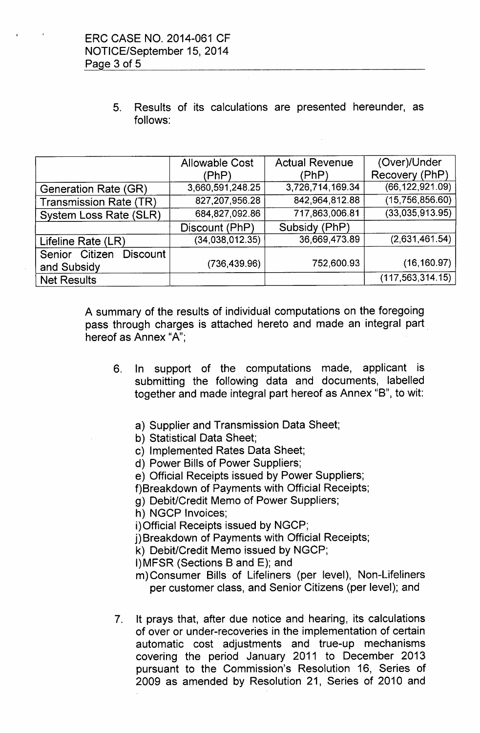5. Results of its calculations are presented hereunder, as follows:

| | Allowable Cost (PhP) | Actual Revenue (PhP) | (Over)/Under Recovery (PhP) |
|---|---|---|---|
| Generation Rate (GR) | 3,660,591,248.25 | 3,726,714,169.34 | (66,122,921.09) |
| Transmission Rate (TR) | 827,207,956.28 | 842,964,812.88 | (15,756,856.60) |
| System Loss Rate (SLR) | 684,827,092.86 | 717,863,006.81 | (33,035,913.95) |
| | Discount (PhP) | Subsidy (PhP) | |
| Lifeline Rate (LR) | (34,038,012.35) | 36,669,473.89 | (2,631,461.54) |
| Senior Citizen Discount and Subsidy | (736,439.96) | 752,600.93 | (16,160.97) |
| Net Results | | | (117,563,314.15) |

A summary of the results of individual computations on the foregoing pass through charges is attached hereto and made an integral part hereof as Annex "A";

6. In support of the computations made, applicant is submitting the following data and documents, labelled together and made integral part hereof as Annex "B", to wit:

   a) Supplier and Transmission Data Sheet;
   b) Statistical Data Sheet;
   c) Implemented Rates Data Sheet;
   d) Power Bills of Power Suppliers;
   e) Official Receipts issued by Power Suppliers;
   f) Breakdown of Payments with Official Receipts;
   g) Debit/Credit Memo of Power Suppliers;
   h) NGCP Invoices;
   i) Official Receipts issued by NGCP;
   j) Breakdown of Payments with Official Receipts;
   k) Debit/Credit Memo issued by NGCP;
   l) MFSR (Sections B and E); and
   m) Consumer Bills of Lifeliners (per level), Non-Lifeliners per customer class, and Senior Citizens (per level); and

7. It prays that, after due notice and hearing, its calculations of over or under-recoveries in the implementation of certain automatic cost adjustments and true-up mechanisms covering the period January 2011 to December 2013 pursuant to the Commission's Resolution 16, Series of 2009 as amended by Resolution 21, Series of 2010 and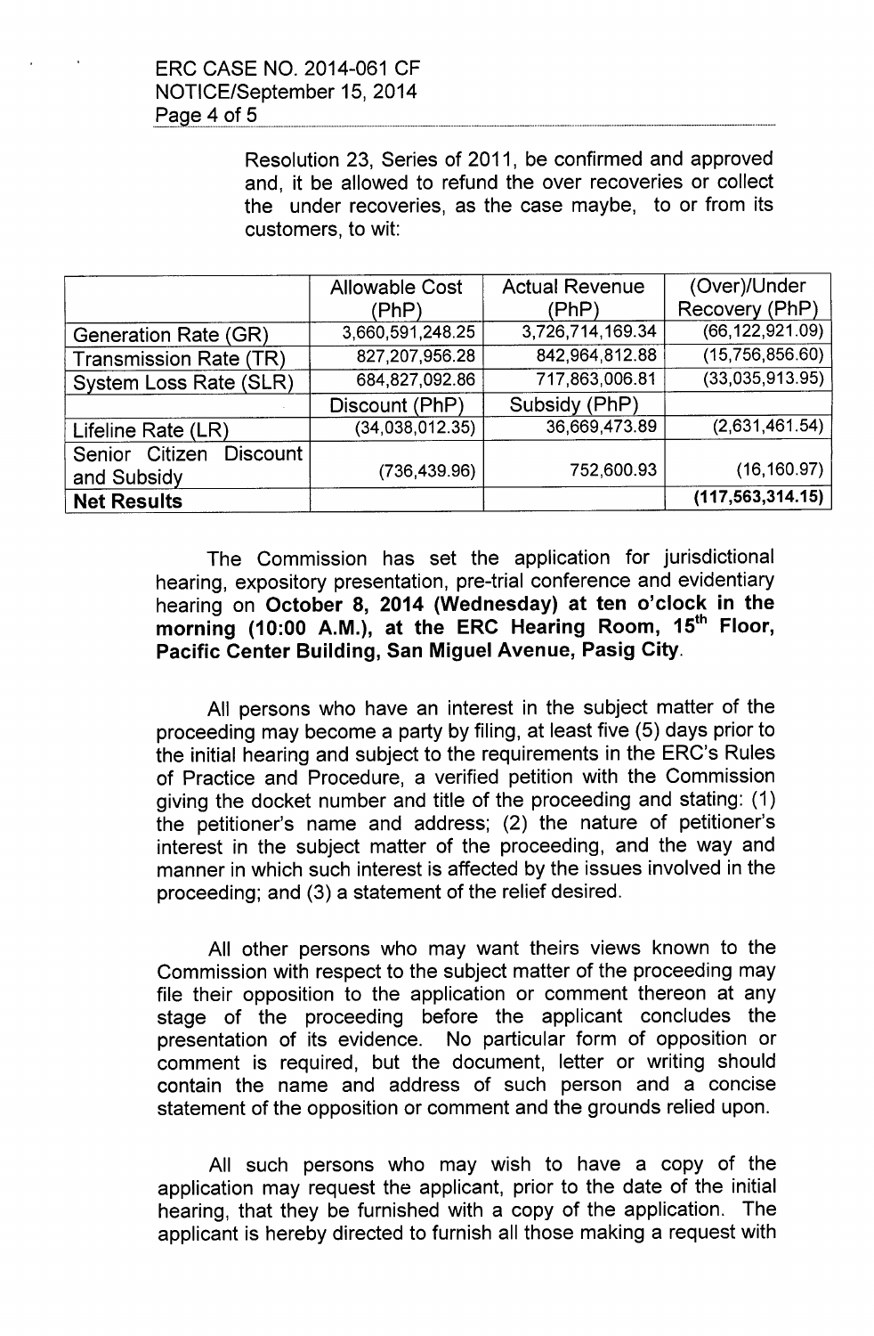Resolution 23, Series of 2011, be confirmed and approved and, it be allowed to refund the over recoveries or collect the under recoveries, as the case maybe, to or from its customers, to wit:

| | Allowable Cost (PhP) | Actual Revenue (PhP) | (Over)/Under Recovery (PhP) |
|---|---|---|---|
| Generation Rate (GR) | 3,660,591,248.25 | 3,726,714,169.34 | (66,122,921.09) |
| Transmission Rate (TR) | 827,207,956.28 | 842,964,812.88 | (15,756,856.60) |
| System Loss Rate (SLR) | 684,827,092.86 | 717,863,006.81 | (33,035,913.95) |
| | Discount (PhP) | Subsidy (PhP) | |
| Lifeline Rate (LR) | (34,038,012.35) | 36,669,473.89 | (2,631,461.54) |
| Senior Citizen Discount and Subsidy | (736,439.96) | 752,600.93 | (16,160.97) |
| **Net Results** | | | **(117,563,314.15)** |

The Commission has set the application for jurisdictional hearing, expository presentation, pre-trial conference and evidentiary hearing on **October 8, 2014 (Wednesday) at ten o'clock in the morning (10:00 A.M.), at the ERC Hearing Room, 15th Floor, Pacific Center Building, San Miguel Avenue, Pasig City**.

All persons who have an interest in the subject matter of the proceeding may become a party by filing, at least five (5) days prior to the initial hearing and subject to the requirements in the ERC's Rules of Practice and Procedure, a verified petition with the Commission giving the docket number and title of the proceeding and stating: (1) the petitioner's name and address; (2) the nature of petitioner's interest in the subject matter of the proceeding, and the way and manner in which such interest is affected by the issues involved in the proceeding; and (3) a statement of the relief desired.

All other persons who may want theirs views known to the Commission with respect to the subject matter of the proceeding may file their opposition to the application or comment thereon at any stage of the proceeding before the applicant concludes the presentation of its evidence. No particular form of opposition or comment is required, but the document, letter or writing should contain the name and address of such person and a concise statement of the opposition or comment and the grounds relied upon.

All such persons who may wish to have a copy of the application may request the applicant, prior to the date of the initial hearing, that they be furnished with a copy of the application. The applicant is hereby directed to furnish all those making a request with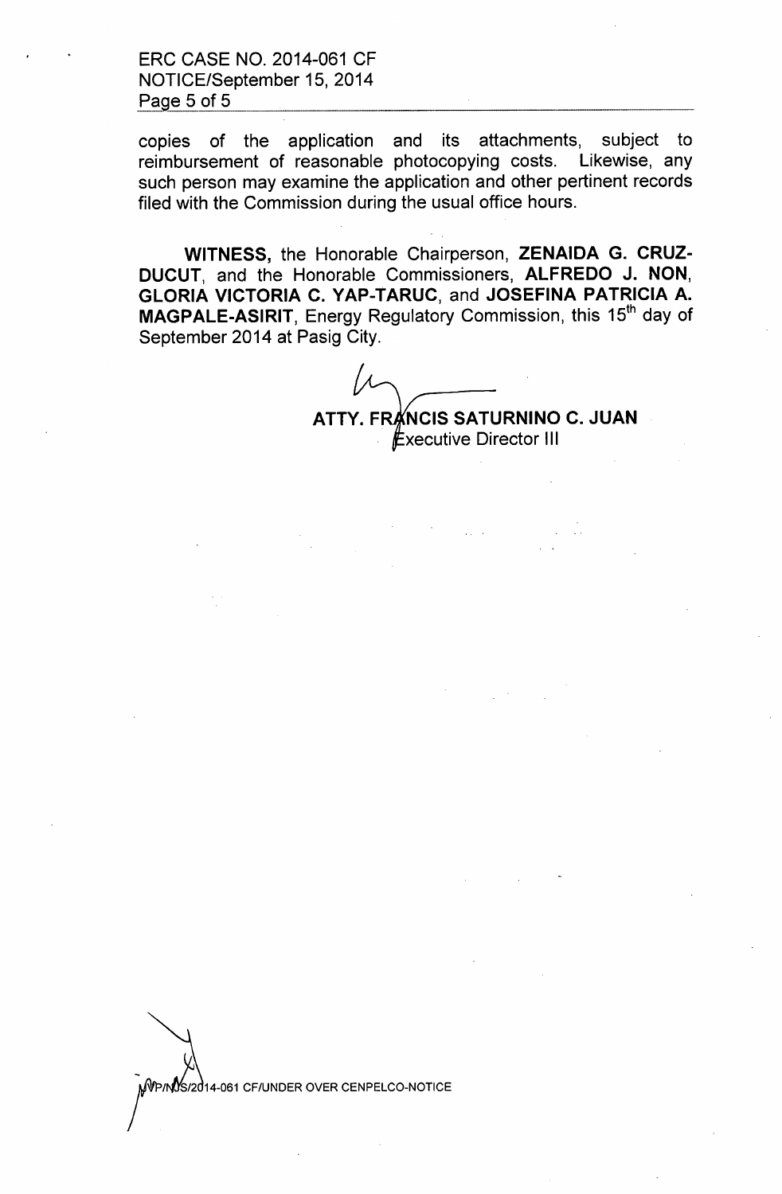copies of the application and its attachments, subject to reimbursement of reasonable photocopying costs. Likewise, any such person may examine the application and other pertinent records filed with the Commission during the usual office hours.

**WITNESS,** the Honorable Chairperson, **ZENAIDA G. CRUZ-DUCUT**, and the Honorable Commissioners, **ALFREDO J. NON**, **GLORIA VICTORIA C. YAP-TARUC**, and **JOSEFINA PATRICIA A. MAGPALE-ASIRIT**, Energy Regulatory Commission, this 15th day of September 2014 at Pasig City.

**ATTY. FRANCIS SATURNINO C. JUAN**
Executive Director III

MVP/NJS/2014-061 CF/UNDER OVER CENPELCO-NOTICE